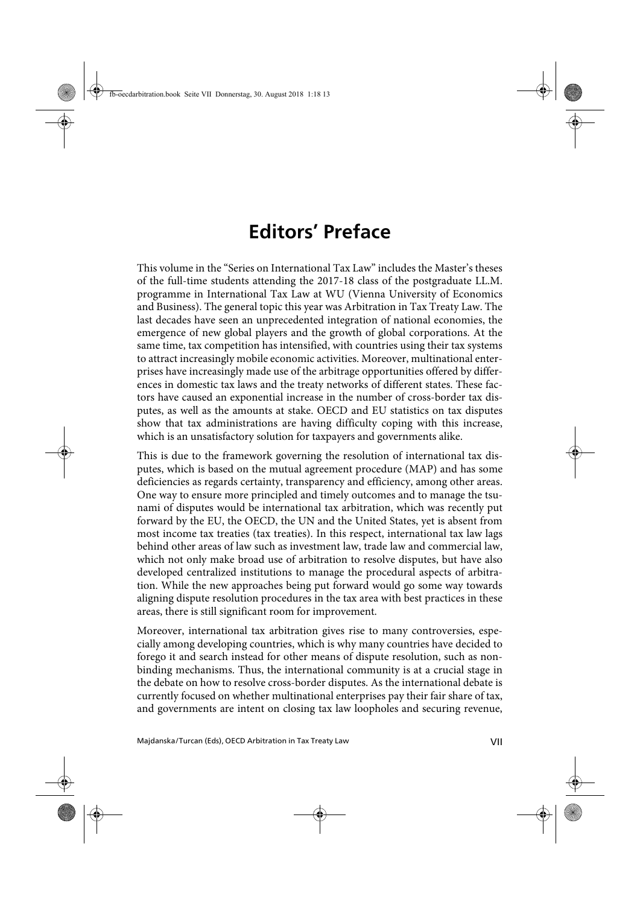# Editors' Preface

This volume in the "Series on International Tax Law" includes the Master's theses of the full-time students attending the 2017-18 class of the postgraduate LL.M. programme in International Tax Law at WU (Vienna University of Economics and Business). The general topic this year was Arbitration in Tax Treaty Law. The last decades have seen an unprecedented integration of national economies, the emergence of new global players and the growth of global corporations. At the same time, tax competition has intensified, with countries using their tax systems to attract increasingly mobile economic activities. Moreover, multinational enterprises have increasingly made use of the arbitrage opportunities offered by differences in domestic tax laws and the treaty networks of different states. These factors have caused an exponential increase in the number of cross-border tax disputes, as well as the amounts at stake. OECD and EU statistics on tax disputes show that tax administrations are having difficulty coping with this increase, which is an unsatisfactory solution for taxpayers and governments alike.

This is due to the framework governing the resolution of international tax disputes, which is based on the mutual agreement procedure (MAP) and has some deficiencies as regards certainty, transparency and efficiency, among other areas. One way to ensure more principled and timely outcomes and to manage the tsunami of disputes would be international tax arbitration, which was recently put forward by the EU, the OECD, the UN and the United States, yet is absent from most income tax treaties (tax treaties). In this respect, international tax law lags behind other areas of law such as investment law, trade law and commercial law, which not only make broad use of arbitration to resolve disputes, but have also developed centralized institutions to manage the procedural aspects of arbitration. While the new approaches being put forward would go some way towards aligning dispute resolution procedures in the tax area with best practices in these areas, there is still significant room for improvement.

Moreover, international tax arbitration gives rise to many controversies, especially among developing countries, which is why many countries have decided to forego it and search instead for other means of dispute resolution, such as non-binding mechanisms. Thus, the international community is at a crucial stage in the debate on how to resolve cross-border disputes. As the international debate is currently focused on whether multinational enterprises pay their fair share of tax, and governments are intent on closing tax law loopholes and securing revenue,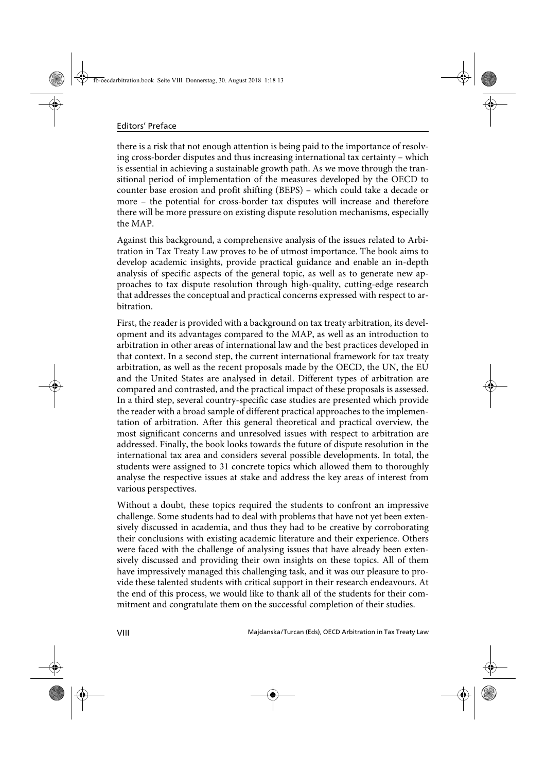there is a risk that not enough attention is being paid to the importance of resolving cross-border disputes and thus increasing international tax certainty – which is essential in achieving a sustainable growth path. As we move through the transitional period of implementation of the measures developed by the OECD to counter base erosion and profit shifting (BEPS) – which could take a decade or more – the potential for cross-border tax disputes will increase and therefore there will be more pressure on existing dispute resolution mechanisms, especially the MAP.

Against this background, a comprehensive analysis of the issues related to Arbitration in Tax Treaty Law proves to be of utmost importance. The book aims to develop academic insights, provide practical guidance and enable an in-depth analysis of specific aspects of the general topic, as well as to generate new approaches to tax dispute resolution through high-quality, cutting-edge research that addresses the conceptual and practical concerns expressed with respect to arbitration.

First, the reader is provided with a background on tax treaty arbitration, its development and its advantages compared to the MAP, as well as an introduction to arbitration in other areas of international law and the best practices developed in that context. In a second step, the current international framework for tax treaty arbitration, as well as the recent proposals made by the OECD, the UN, the EU and the United States are analysed in detail. Different types of arbitration are compared and contrasted, and the practical impact of these proposals is assessed. In a third step, several country-specific case studies are presented which provide the reader with a broad sample of different practical approaches to the implementation of arbitration. After this general theoretical and practical overview, the most significant concerns and unresolved issues with respect to arbitration are addressed. Finally, the book looks towards the future of dispute resolution in the international tax area and considers several possible developments. In total, the students were assigned to 31 concrete topics which allowed them to thoroughly analyse the respective issues at stake and address the key areas of interest from various perspectives.

Without a doubt, these topics required the students to confront an impressive challenge. Some students had to deal with problems that have not yet been extensively discussed in academia, and thus they had to be creative by corroborating their conclusions with existing academic literature and their experience. Others were faced with the challenge of analysing issues that have already been extensively discussed and providing their own insights on these topics. All of them have impressively managed this challenging task, and it was our pleasure to provide these talented students with critical support in their research endeavours. At the end of this process, we would like to thank all of the students for their commitment and congratulate them on the successful completion of their studies.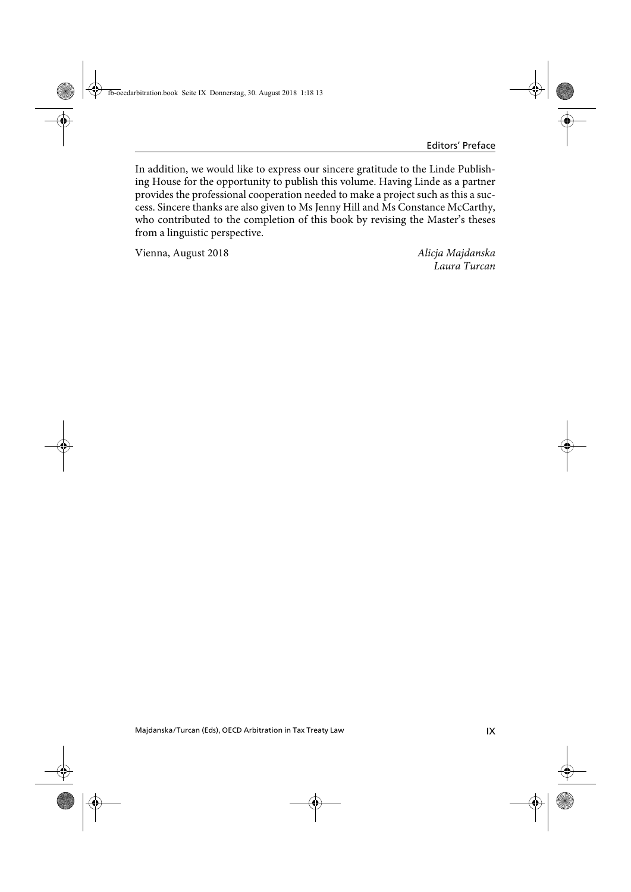In addition, we would like to express our sincere gratitude to the Linde Publishing House for the opportunity to publish this volume. Having Linde as a partner provides the professional cooperation needed to make a project such as this a success. Sincere thanks are also given to Ms Jenny Hill and Ms Constance McCarthy, who contributed to the completion of this book by revising the Master's theses from a linguistic perspective.

Vienna, August 2018

*Alicja Majdanska*
*Laura Turcan*